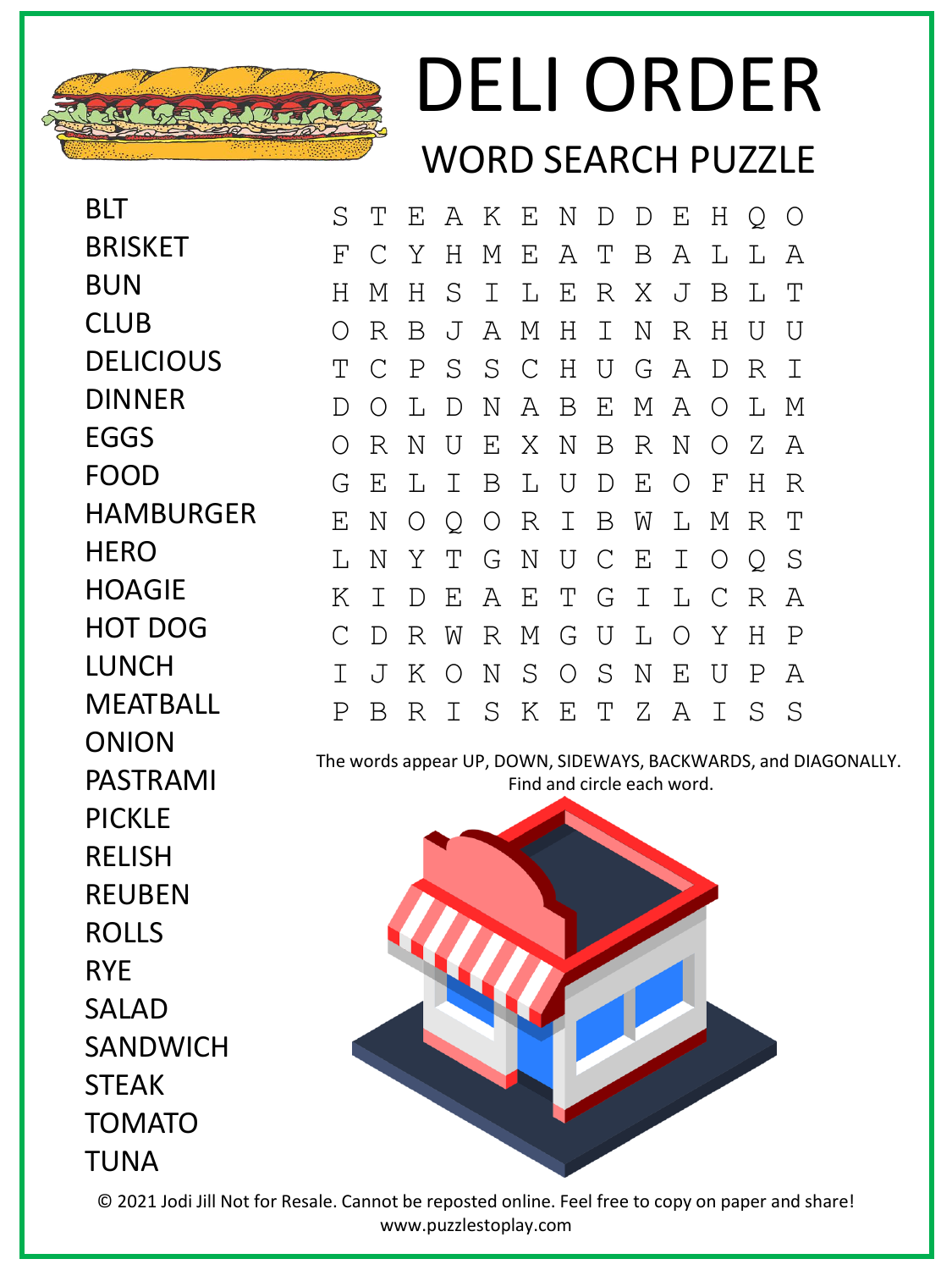# DELI ORDER

## WORD SEARCH PUZZLE

- BLT
- BRISKET
- BUN
- CLUB
- DELICIOUS
- DINNER
- EGGS
- FOOD
- HAMBURGER
- HERO
- HOAGIE
- HOT DOG
- LUNCH
- MEATBALL
- ONION
- PASTRAMI
- PICKLE
- RELISH
- REUBEN
- ROLLS
- RYE
- SALAD
- SANDWICH
- STEAK
- TOMATO
- TUNA

```
S T E A K E N D D E H Q O
F C Y H M E A T B A L L A
H M H S I L E R X J B L T
O R B J A M H I N R H U U
T C P S S C H U G A D R I
D O L D N A B E M A O L M
O R N U E X N B R N O Z A
G E L I B L U D E O F H R
E N O Q O R I B W L M R T
L N Y T G N U C E I O Q S
K I D E A E T G I L C R A
C D R W R M G U L O Y H P
I J K O N S O S N E U P A
P B R I S K E T Z A I S S
```

The words appear UP, DOWN, SIDEWAYS, BACKWARDS, and DIAGONALLY. Find and circle each word.

© 2021 Jodi Jill Not for Resale. Cannot be reposted online. Feel free to copy on paper and share!
www.puzzlestoplay.com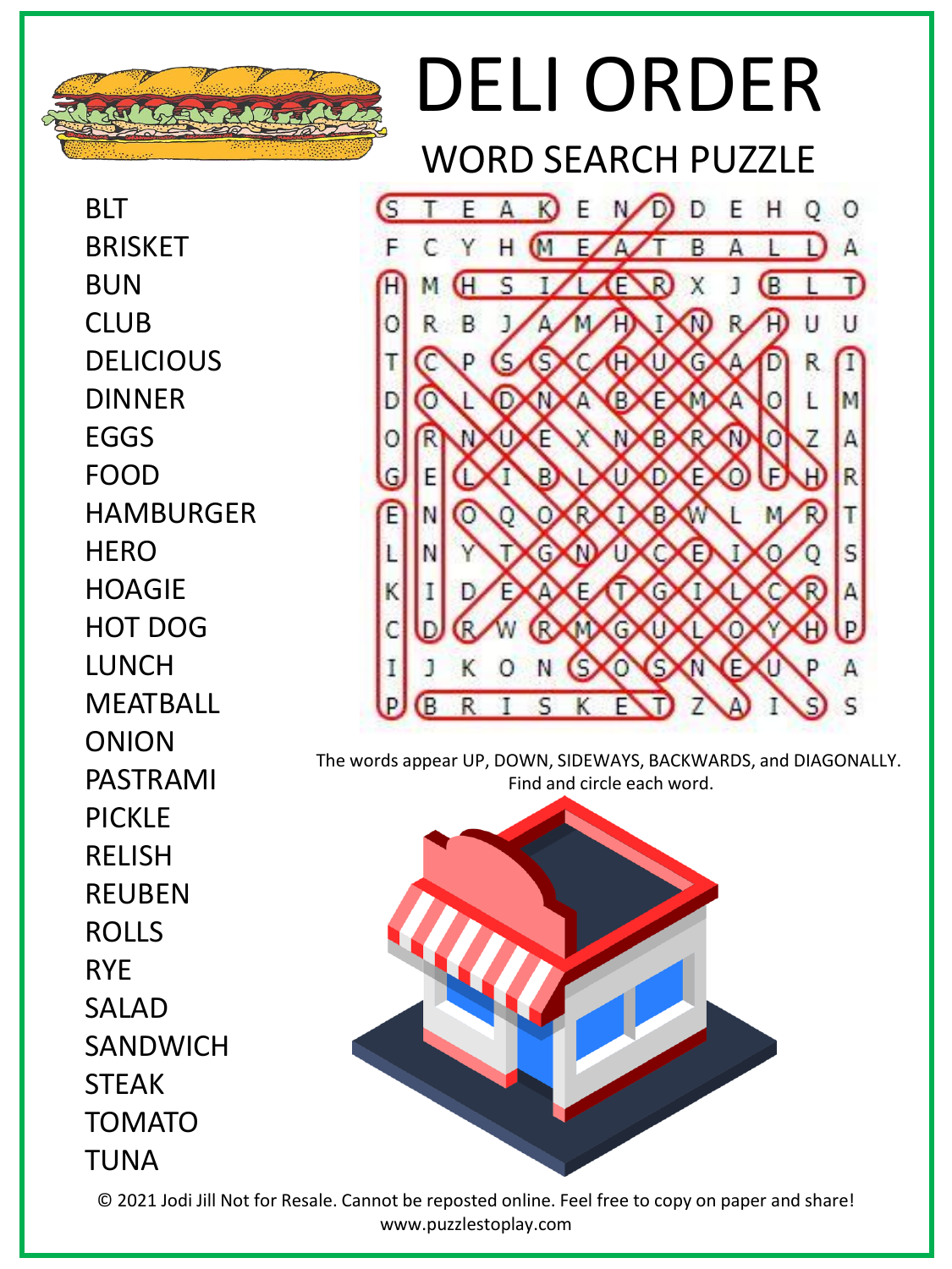# DELI ORDER

## WORD SEARCH PUZZLE

BLT
BRISKET
BUN
CLUB
DELICIOUS
DINNER
EGGS
FOOD
HAMBURGER
HERO
HOAGIE
HOT DOG
LUNCH
MEATBALL
ONION
PASTRAMI
PICKLE
RELISH
REUBEN
ROLLS
RYE
SALAD
SANDWICH
STEAK
TOMATO
TUNA

| | | | | | | | | | | | | |
|---|---|---|---|---|---|---|---|---|---|---|---|---|
| S | T | E | A | K | E | N | D | D | E | H | Q | O |
| F | C | Y | H | M | E | A | T | B | A | L | L | A |
| H | M | H | S | I | L | E | R | X | J | B | L | T |
| O | R | B | J | A | M | H | I | N | R | H | U | U |
| T | C | P | S | S | C | H | U | G | A | D | R | I |
| D | O | L | D | N | A | B | E | M | A | O | L | M |
| O | R | N | U | E | X | N | B | R | N | O | Z | A |
| G | E | L | I | B | L | U | D | E | O | F | H | R |
| E | N | O | Q | O | R | I | B | W | L | M | R | T |
| L | N | Y | T | G | N | U | C | E | I | O | Q | S |
| K | I | D | E | A | E | T | G | I | L | C | R | A |
| C | D | R | W | R | M | G | U | L | O | Y | H | P |
| I | J | K | O | N | S | O | S | N | E | U | P | A |
| P | B | R | I | S | K | E | T | Z | A | I | S | S |

The words appear UP, DOWN, SIDEWAYS, BACKWARDS, and DIAGONALLY.
Find and circle each word.

© 2021 Jodi Jill Not for Resale. Cannot be reposted online. Feel free to copy on paper and share!
www.puzzlestoplay.com